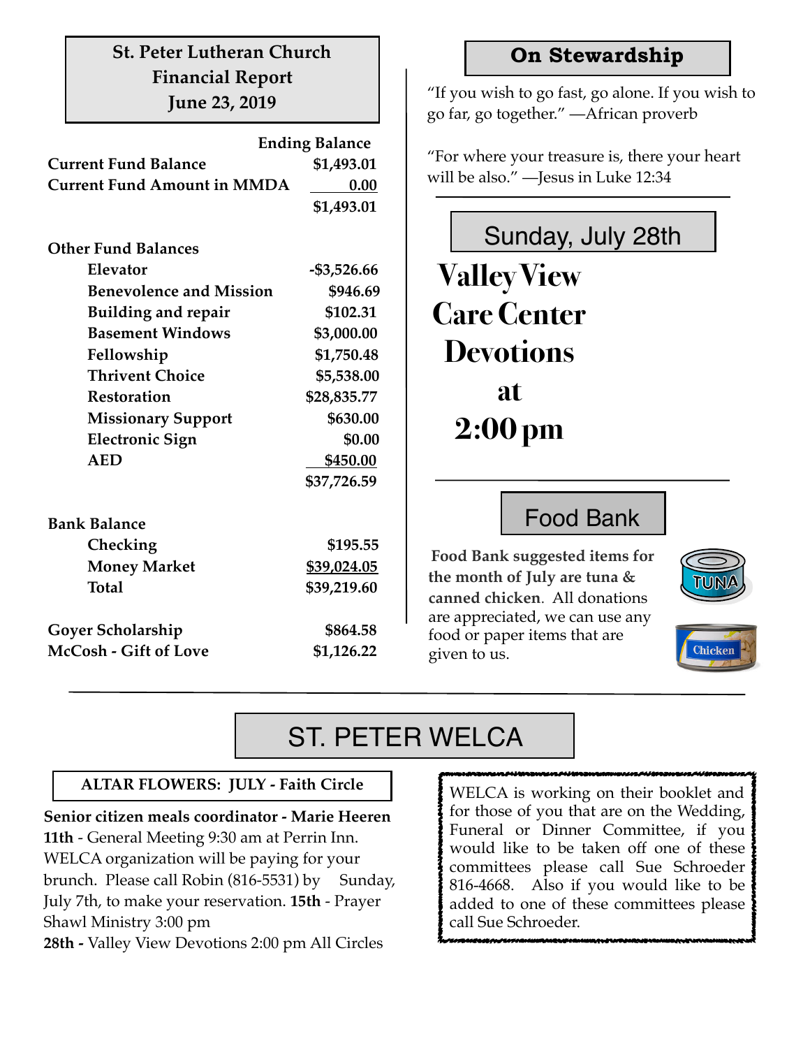## St. Peter Lutheran Church Financial Report June 23, 2019

| | Ending Balance |
|---|---|
| **Current Fund Balance** | **$1,493.01** |
| **Current Fund Amount in MMDA** | **0.00** |
| | **$1,493.01** |
| | |
| **Other Fund Balances** | |
| **Elevator** | **-$3,526.66** |
| **Benevolence and Mission** | **$946.69** |
| **Building and repair** | **$102.31** |
| **Basement Windows** | **$3,000.00** |
| **Fellowship** | **$1,750.48** |
| **Thrivent Choice** | **$5,538.00** |
| **Restoration** | **$28,835.77** |
| **Missionary Support** | **$630.00** |
| **Electronic Sign** | **$0.00** |
| **AED** | **$450.00** |
| | **$37,726.59** |
| | |
| **Bank Balance** | |
| **Checking** | **$195.55** |
| **Money Market** | **$39,024.05** |
| **Total** | **$39,219.60** |
| | |
| **Goyer Scholarship** | **$864.58** |
| **McCosh - Gift of Love** | **$1,126.22** |

## On Stewardship

"If you wish to go fast, go alone. If you wish to go far, go together." —African proverb

"For where your treasure is, there your heart will be also." —Jesus in Luke 12:34

## Sunday, July 28th

**Valley View Care Center Devotions at 2:00 pm**

## Food Bank

**Food Bank suggested items for the month of July are tuna & canned chicken**. All donations are appreciated, we can use any food or paper items that are given to us.

## ST. PETER WELCA

**ALTAR FLOWERS: JULY - Faith Circle**

**Senior citizen meals coordinator - Marie Heeren**

**11th** - General Meeting 9:30 am at Perrin Inn. WELCA organization will be paying for your brunch. Please call Robin (816-5531) by Sunday, July 7th, to make your reservation. **15th** - Prayer Shawl Ministry 3:00 pm

**28th -** Valley View Devotions 2:00 pm All Circles

WELCA is working on their booklet and for those of you that are on the Wedding, Funeral or Dinner Committee, if you would like to be taken off one of these committees please call Sue Schroeder 816-4668. Also if you would like to be added to one of these committees please call Sue Schroeder.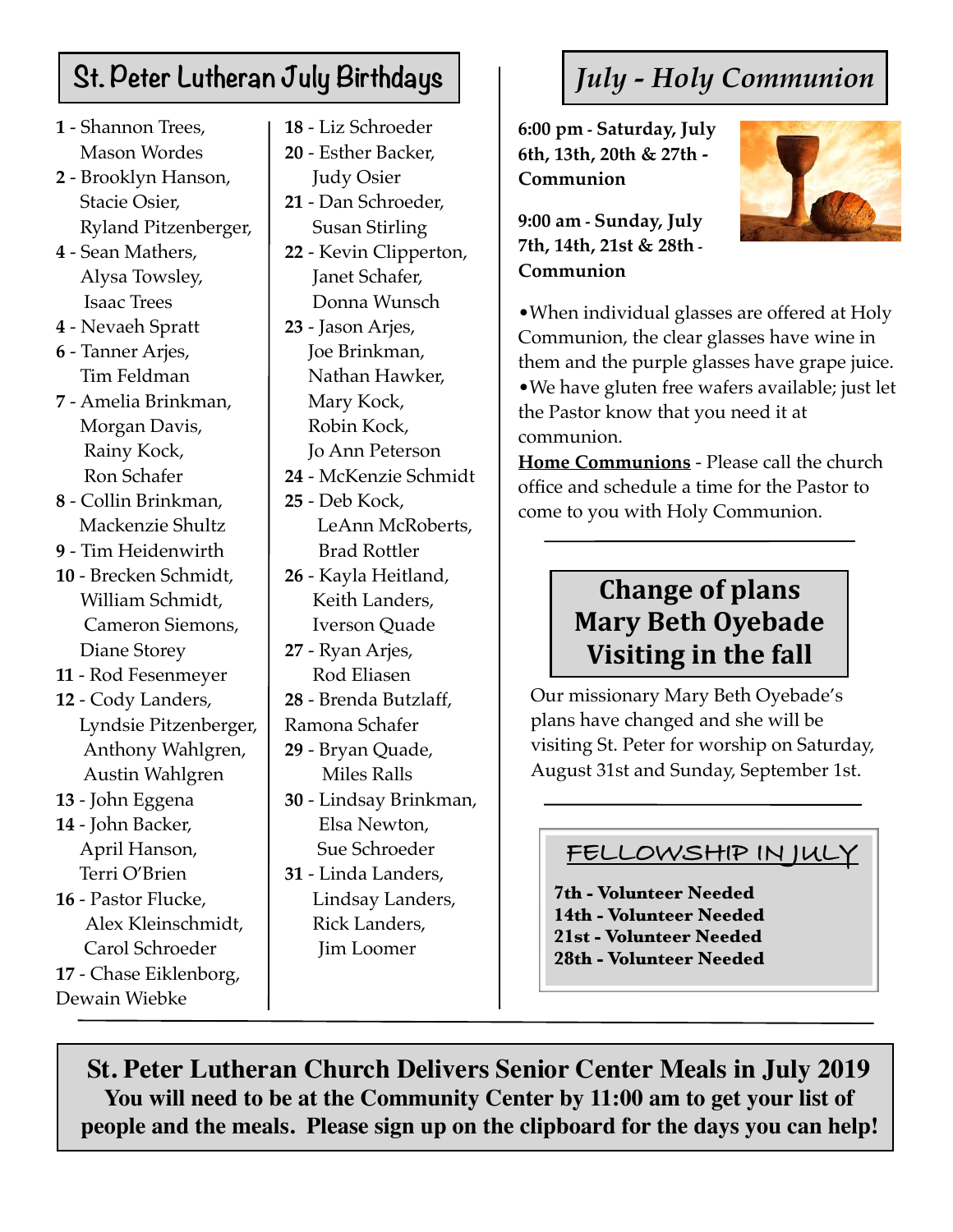## St. Peter Lutheran July Birthdays

**1** - Shannon Trees, Mason Wordes
**2** - Brooklyn Hanson, Stacie Osier, Ryland Pitzenberger,
**4** - Sean Mathers, Alysa Towsley, Isaac Trees
**4** - Nevaeh Spratt
**6** - Tanner Arjes, Tim Feldman
**7** - Amelia Brinkman, Morgan Davis, Rainy Kock, Ron Schafer
**8** - Collin Brinkman, Mackenzie Shultz
**9** - Tim Heidenwirth
**10** - Brecken Schmidt, William Schmidt, Cameron Siemons, Diane Storey
**11** - Rod Fesenmeyer
**12** - Cody Landers, Lyndsie Pitzenberger, Anthony Wahlgren, Austin Wahlgren
**13** - John Eggena
**14** - John Backer, April Hanson, Terri O'Brien
**16** - Pastor Flucke, Alex Kleinschmidt, Carol Schroeder
**17** - Chase Eiklenborg, Dewain Wiebke
**18** - Liz Schroeder
**20** - Esther Backer, Judy Osier
**21** - Dan Schroeder, Susan Stirling
**22** - Kevin Clipperton, Janet Schafer, Donna Wunsch
**23** - Jason Arjes, Joe Brinkman, Nathan Hawker, Mary Kock, Robin Kock, Jo Ann Peterson
**24** - McKenzie Schmidt
**25** - Deb Kock, LeAnn McRoberts, Brad Rottler
**26** - Kayla Heitland, Keith Landers, Iverson Quade
**27** - Ryan Arjes, Rod Eliasen
**28** - Brenda Butzlaff, Ramona Schafer
**29** - Bryan Quade, Miles Ralls
**30** - Lindsay Brinkman, Elsa Newton, Sue Schroeder
**31** - Linda Landers, Lindsay Landers, Rick Landers, Jim Loomer

## *July - Holy Communion*

**6:00 pm - Saturday, July 6th, 13th, 20th & 27th - Communion**

**9:00 am - Sunday, July 7th, 14th, 21st & 28th - Communion**

•When individual glasses are offered at Holy Communion, the clear glasses have wine in them and the purple glasses have grape juice.
•We have gluten free wafers available; just let the Pastor know that you need it at communion.

**Home Communions** - Please call the church office and schedule a time for the Pastor to come to you with Holy Communion.

## Change of plans Mary Beth Oyebade Visiting in the fall

Our missionary Mary Beth Oyebade's plans have changed and she will be visiting St. Peter for worship on Saturday, August 31st and Sunday, September 1st.

## FELLOWSHIP IN JULY

**7th - Volunteer Needed**
**14th - Volunteer Needed**
**21st - Volunteer Needed**
**28th - Volunteer Needed**

## St. Peter Lutheran Church Delivers Senior Center Meals in July 2019

**You will need to be at the Community Center by 11:00 am to get your list of people and the meals. Please sign up on the clipboard for the days you can help!**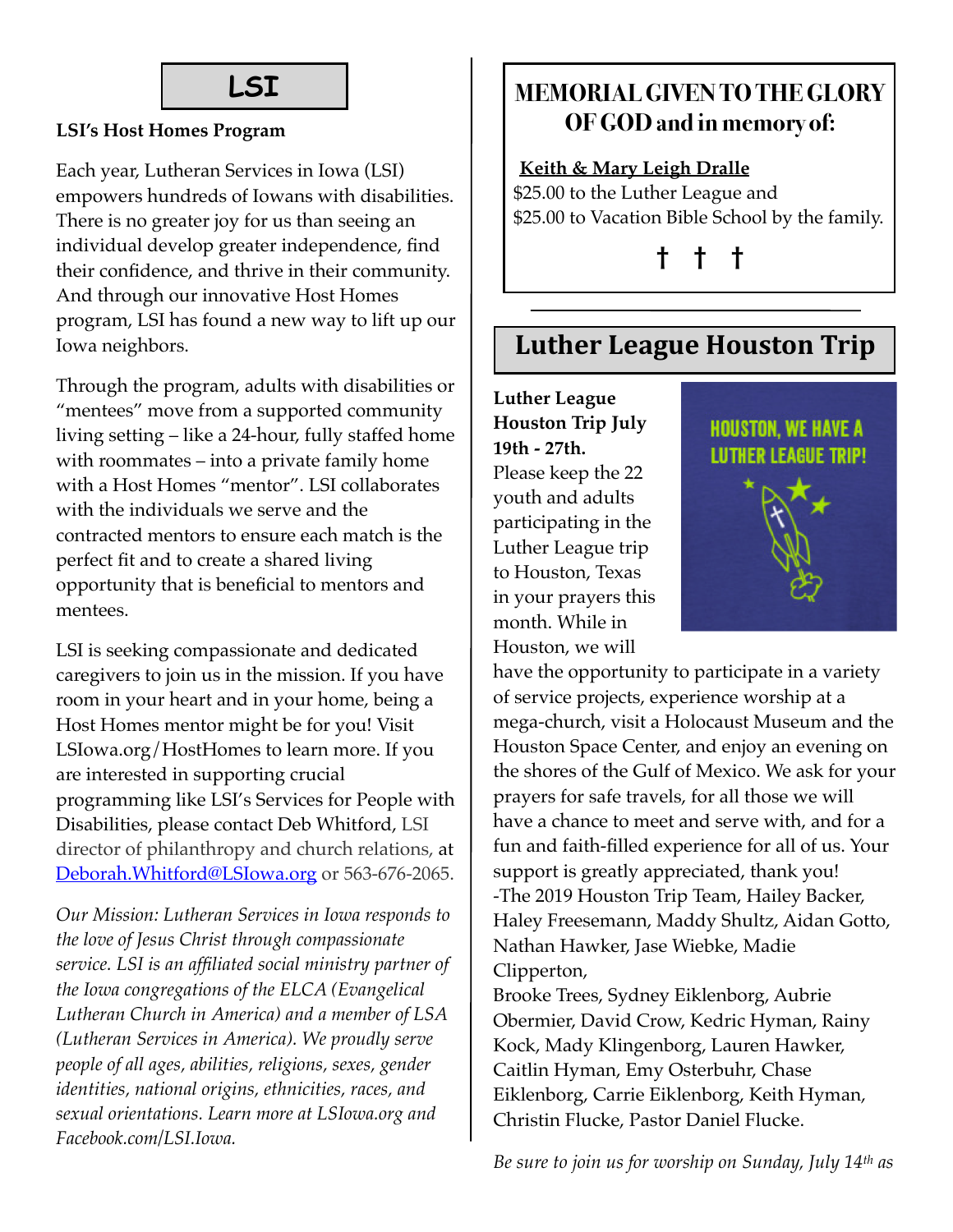# LSI

**LSI's Host Homes Program**

Each year, Lutheran Services in Iowa (LSI) empowers hundreds of Iowans with disabilities. There is no greater joy for us than seeing an individual develop greater independence, find their confidence, and thrive in their community. And through our innovative Host Homes program, LSI has found a new way to lift up our Iowa neighbors.

Through the program, adults with disabilities or "mentees" move from a supported community living setting – like a 24-hour, fully staffed home with roommates – into a private family home with a Host Homes "mentor". LSI collaborates with the individuals we serve and the contracted mentors to ensure each match is the perfect fit and to create a shared living opportunity that is beneficial to mentors and mentees.

LSI is seeking compassionate and dedicated caregivers to join us in the mission. If you have room in your heart and in your home, being a Host Homes mentor might be for you! Visit LSIowa.org/HostHomes to learn more. If you are interested in supporting crucial programming like LSI's Services for People with Disabilities, please contact Deb Whitford, LSI director of philanthropy and church relations, at Deborah.Whitford@LSIowa.org or 563-676-2065.

*Our Mission: Lutheran Services in Iowa responds to the love of Jesus Christ through compassionate service. LSI is an affiliated social ministry partner of the Iowa congregations of the ELCA (Evangelical Lutheran Church in America) and a member of LSA (Lutheran Services in America). We proudly serve people of all ages, abilities, religions, sexes, gender identities, national origins, ethnicities, races, and sexual orientations. Learn more at LSIowa.org and Facebook.com/LSI.Iowa.*

## MEMORIAL GIVEN TO THE GLORY OF GOD and in memory of:

**Keith & Mary Leigh Dralle**
$25.00 to the Luther League and
$25.00 to Vacation Bible School by the family.

† † †

# Luther League Houston Trip

HOUSTON, WE HAVE A LUTHER LEAGUE TRIP!

**Luther League Houston Trip July 19th - 27th.** Please keep the 22 youth and adults participating in the Luther League trip to Houston, Texas in your prayers this month. While in Houston, we will have the opportunity to participate in a variety of service projects, experience worship at a mega-church, visit a Holocaust Museum and the Houston Space Center, and enjoy an evening on the shores of the Gulf of Mexico. We ask for your prayers for safe travels, for all those we will have a chance to meet and serve with, and for a fun and faith-filled experience for all of us. Your support is greatly appreciated, thank you!
-The 2019 Houston Trip Team, Hailey Backer, Haley Freesemann, Maddy Shultz, Aidan Gotto, Nathan Hawker, Jase Wiebke, Madie Clipperton,
Brooke Trees, Sydney Eiklenborg, Aubrie Obermier, David Crow, Kedric Hyman, Rainy Kock, Mady Klingenborg, Lauren Hawker, Caitlin Hyman, Emy Osterbuhr, Chase Eiklenborg, Carrie Eiklenborg, Keith Hyman, Christin Flucke, Pastor Daniel Flucke.

*Be sure to join us for worship on Sunday, July 14th as*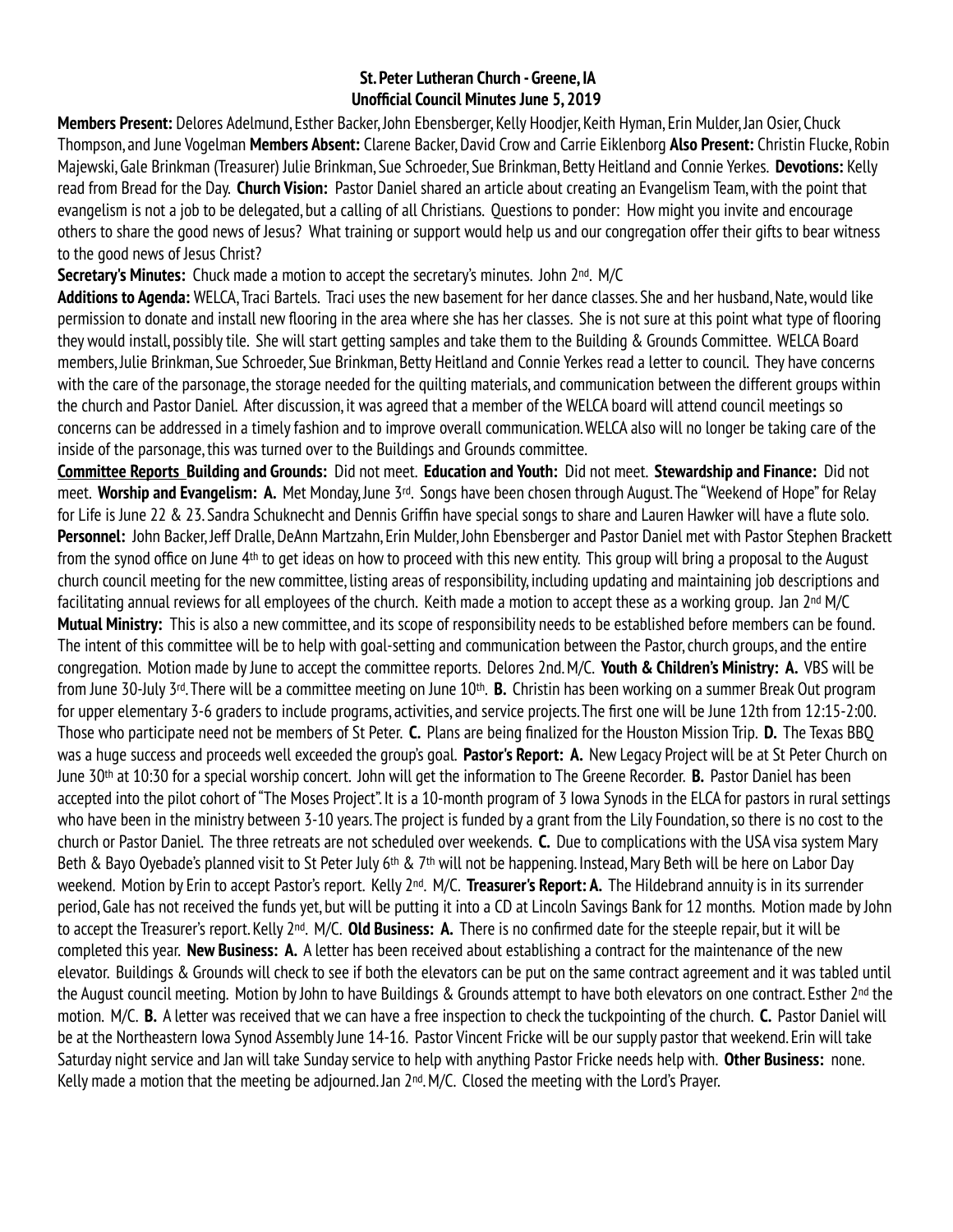**St. Peter Lutheran Church - Greene, IA**
**Unofficial Council Minutes June 5, 2019**

**Members Present:** Delores Adelmund, Esther Backer, John Ebensberger, Kelly Hoodjer, Keith Hyman, Erin Mulder, Jan Osier, Chuck Thompson, and June Vogelman **Members Absent:** Clarene Backer, David Crow and Carrie Eiklenborg **Also Present:** Christin Flucke, Robin Majewski, Gale Brinkman (Treasurer) Julie Brinkman, Sue Schroeder, Sue Brinkman, Betty Heitland and Connie Yerkes. **Devotions:** Kelly read from Bread for the Day. **Church Vision:** Pastor Daniel shared an article about creating an Evangelism Team, with the point that evangelism is not a job to be delegated, but a calling of all Christians. Questions to ponder: How might you invite and encourage others to share the good news of Jesus? What training or support would help us and our congregation offer their gifts to bear witness to the good news of Jesus Christ?

**Secretary's Minutes:** Chuck made a motion to accept the secretary's minutes. John 2nd. M/C

**Additions to Agenda:** WELCA, Traci Bartels. Traci uses the new basement for her dance classes. She and her husband, Nate, would like permission to donate and install new flooring in the area where she has her classes. She is not sure at this point what type of flooring they would install, possibly tile. She will start getting samples and take them to the Building & Grounds Committee. WELCA Board members, Julie Brinkman, Sue Schroeder, Sue Brinkman, Betty Heitland and Connie Yerkes read a letter to council. They have concerns with the care of the parsonage, the storage needed for the quilting materials, and communication between the different groups within the church and Pastor Daniel. After discussion, it was agreed that a member of the WELCA board will attend council meetings so concerns can be addressed in a timely fashion and to improve overall communication. WELCA also will no longer be taking care of the inside of the parsonage, this was turned over to the Buildings and Grounds committee.

**Committee Reports Building and Grounds:** Did not meet. **Education and Youth:** Did not meet. **Stewardship and Finance:** Did not meet. **Worship and Evangelism: A.** Met Monday, June 3rd. Songs have been chosen through August. The "Weekend of Hope" for Relay for Life is June 22 & 23. Sandra Schuknecht and Dennis Griffin have special songs to share and Lauren Hawker will have a flute solo. **Personnel:** John Backer, Jeff Dralle, DeAnn Martzahn, Erin Mulder, John Ebensberger and Pastor Daniel met with Pastor Stephen Brackett from the synod office on June 4th to get ideas on how to proceed with this new entity. This group will bring a proposal to the August church council meeting for the new committee, listing areas of responsibility, including updating and maintaining job descriptions and facilitating annual reviews for all employees of the church. Keith made a motion to accept these as a working group. Jan 2nd M/C **Mutual Ministry:** This is also a new committee, and its scope of responsibility needs to be established before members can be found. The intent of this committee will be to help with goal-setting and communication between the Pastor, church groups, and the entire congregation. Motion made by June to accept the committee reports. Delores 2nd. M/C. **Youth & Children's Ministry: A.** VBS will be from June 30-July 3rd. There will be a committee meeting on June 10th. **B.** Christin has been working on a summer Break Out program for upper elementary 3-6 graders to include programs, activities, and service projects. The first one will be June 12th from 12:15-2:00. Those who participate need not be members of St Peter. **C.** Plans are being finalized for the Houston Mission Trip. **D.** The Texas BBQ was a huge success and proceeds well exceeded the group's goal. **Pastor's Report: A.** New Legacy Project will be at St Peter Church on June 30th at 10:30 for a special worship concert. John will get the information to The Greene Recorder. **B.** Pastor Daniel has been accepted into the pilot cohort of "The Moses Project". It is a 10-month program of 3 Iowa Synods in the ELCA for pastors in rural settings who have been in the ministry between 3-10 years. The project is funded by a grant from the Lily Foundation, so there is no cost to the church or Pastor Daniel. The three retreats are not scheduled over weekends. **C.** Due to complications with the USA visa system Mary Beth & Bayo Oyebade's planned visit to St Peter July 6th & 7th will not be happening. Instead, Mary Beth will be here on Labor Day weekend. Motion by Erin to accept Pastor's report. Kelly 2nd. M/C. **Treasurer's Report: A.** The Hildebrand annuity is in its surrender period, Gale has not received the funds yet, but will be putting it into a CD at Lincoln Savings Bank for 12 months. Motion made by John to accept the Treasurer's report. Kelly 2nd. M/C. **Old Business: A.** There is no confirmed date for the steeple repair, but it will be completed this year. **New Business: A.** A letter has been received about establishing a contract for the maintenance of the new elevator. Buildings & Grounds will check to see if both the elevators can be put on the same contract agreement and it was tabled until the August council meeting. Motion by John to have Buildings & Grounds attempt to have both elevators on one contract. Esther 2nd the motion. M/C. **B.** A letter was received that we can have a free inspection to check the tuckpointing of the church. **C.** Pastor Daniel will be at the Northeastern Iowa Synod Assembly June 14-16. Pastor Vincent Fricke will be our supply pastor that weekend. Erin will take Saturday night service and Jan will take Sunday service to help with anything Pastor Fricke needs help with. **Other Business:** none. Kelly made a motion that the meeting be adjourned. Jan 2nd. M/C. Closed the meeting with the Lord's Prayer.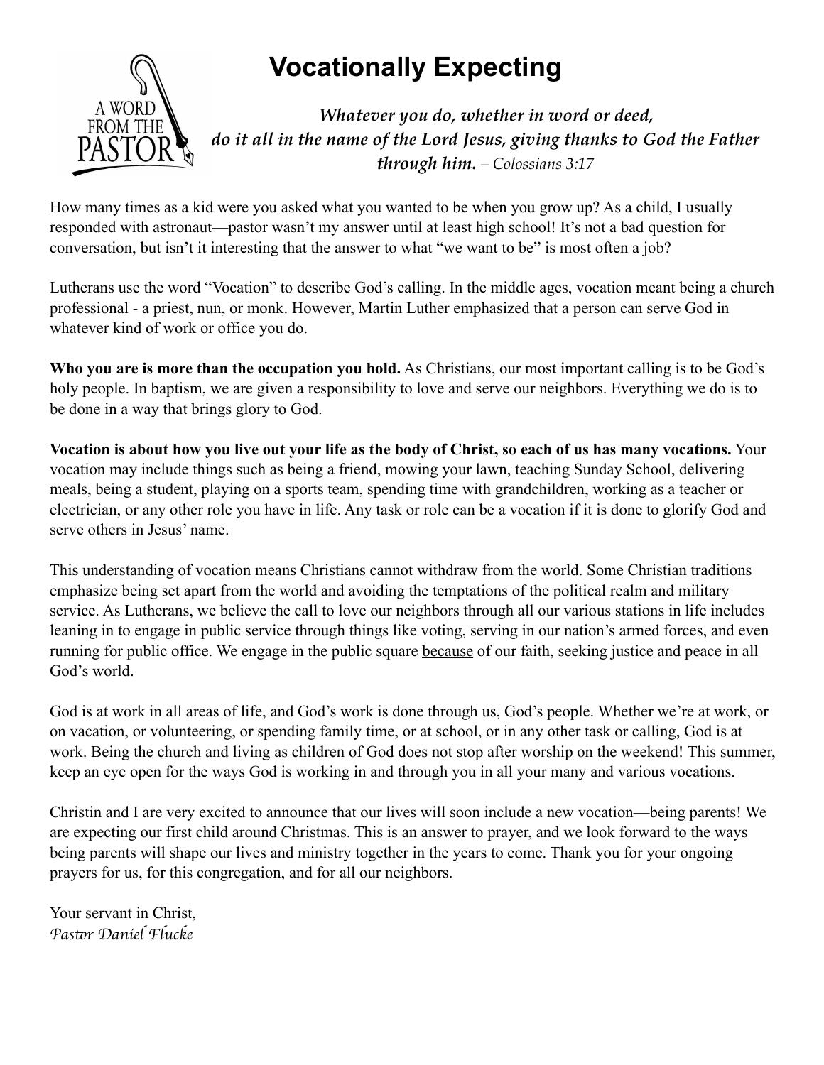# Vocationally Expecting

*Whatever you do, whether in word or deed,*
*do it all in the name of the Lord Jesus, giving thanks to God the Father through him.* – *Colossians 3:17*

How many times as a kid were you asked what you wanted to be when you grow up? As a child, I usually responded with astronaut—pastor wasn't my answer until at least high school! It's not a bad question for conversation, but isn't it interesting that the answer to what "we want to be" is most often a job?

Lutherans use the word "Vocation" to describe God's calling. In the middle ages, vocation meant being a church professional - a priest, nun, or monk. However, Martin Luther emphasized that a person can serve God in whatever kind of work or office you do.

**Who you are is more than the occupation you hold.** As Christians, our most important calling is to be God's holy people. In baptism, we are given a responsibility to love and serve our neighbors. Everything we do is to be done in a way that brings glory to God.

**Vocation is about how you live out your life as the body of Christ, so each of us has many vocations.** Your vocation may include things such as being a friend, mowing your lawn, teaching Sunday School, delivering meals, being a student, playing on a sports team, spending time with grandchildren, working as a teacher or electrician, or any other role you have in life. Any task or role can be a vocation if it is done to glorify God and serve others in Jesus' name.

This understanding of vocation means Christians cannot withdraw from the world. Some Christian traditions emphasize being set apart from the world and avoiding the temptations of the political realm and military service. As Lutherans, we believe the call to love our neighbors through all our various stations in life includes leaning in to engage in public service through things like voting, serving in our nation's armed forces, and even running for public office. We engage in the public square <u>because</u> of our faith, seeking justice and peace in all God's world.

God is at work in all areas of life, and God's work is done through us, God's people. Whether we're at work, or on vacation, or volunteering, or spending family time, or at school, or in any other task or calling, God is at work. Being the church and living as children of God does not stop after worship on the weekend! This summer, keep an eye open for the ways God is working in and through you in all your many and various vocations.

Christin and I are very excited to announce that our lives will soon include a new vocation—being parents! We are expecting our first child around Christmas. This is an answer to prayer, and we look forward to the ways being parents will shape our lives and ministry together in the years to come. Thank you for your ongoing prayers for us, for this congregation, and for all our neighbors.

Your servant in Christ,
*Pastor Daniel Flucke*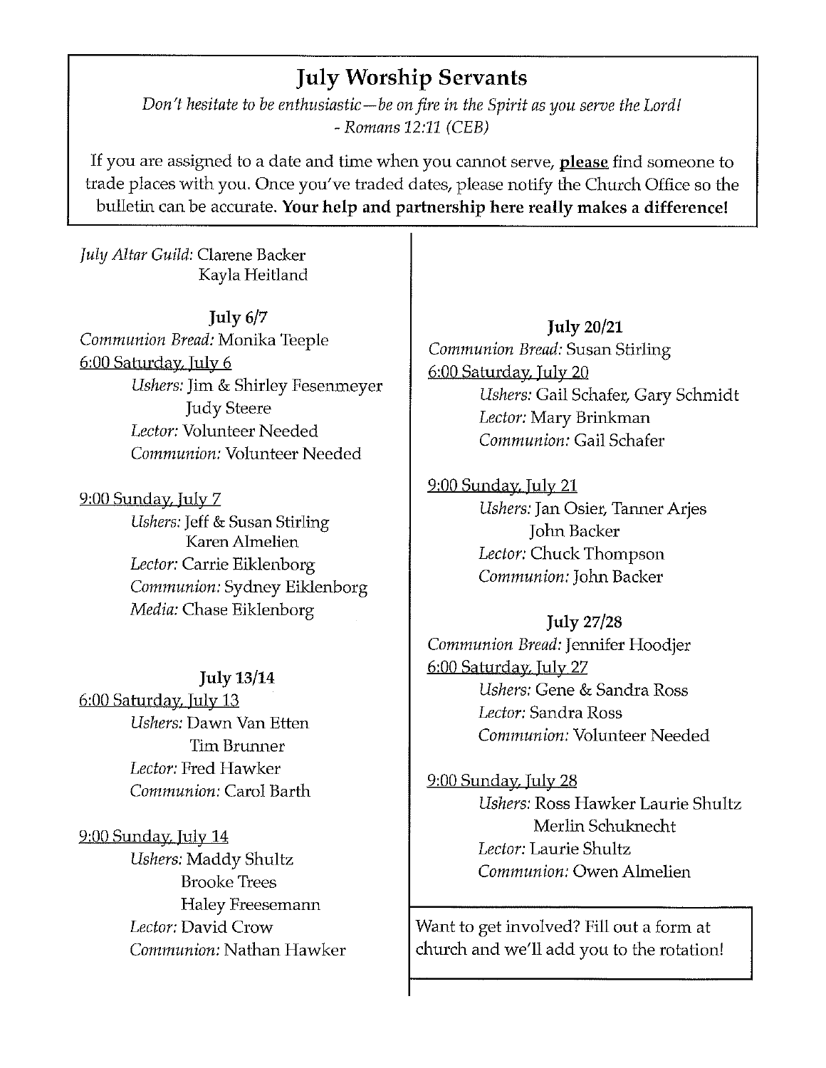## July Worship Servants

*Don't hesitate to be enthusiastic—be on fire in the Spirit as you serve the Lord!*
*- Romans 12:11 (CEB)*

If you are assigned to a date and time when you cannot serve, **please** find someone to trade places with you. Once you've traded dates, please notify the Church Office so the bulletin can be accurate. **Your help and partnership here really makes a difference!**

*July Altar Guild:* Clarene Backer
Kayla Heitland

### July 6/7

*Communion Bread:* Monika Teeple

6:00 Saturday, July 6

- *Ushers:* Jim & Shirley Fesenmeyer
  Judy Steere
- *Lector:* Volunteer Needed
- *Communion:* Volunteer Needed

9:00 Sunday, July 7

- *Ushers:* Jeff & Susan Stirling
  Karen Almelien
- *Lector:* Carrie Eiklenborg
- *Communion:* Sydney Eiklenborg
- *Media:* Chase Eiklenborg

### July 13/14

6:00 Saturday, July 13

- *Ushers:* Dawn Van Etten
  Tim Brunner
- *Lector:* Fred Hawker
- *Communion:* Carol Barth

9:00 Sunday, July 14

- *Ushers:* Maddy Shultz
  Brooke Trees
  Haley Freesemann
- *Lector:* David Crow
- *Communion:* Nathan Hawker

### July 20/21

*Communion Bread:* Susan Stirling

6:00 Saturday, July 20

- *Ushers:* Gail Schafer, Gary Schmidt
- *Lector:* Mary Brinkman
- *Communion:* Gail Schafer

9:00 Sunday, July 21

- *Ushers:* Jan Osier, Tanner Arjes
  John Backer
- *Lector:* Chuck Thompson
- *Communion:* John Backer

### July 27/28

*Communion Bread:* Jennifer Hoodjer

6:00 Saturday, July 27

- *Ushers:* Gene & Sandra Ross
- *Lector:* Sandra Ross
- *Communion:* Volunteer Needed

9:00 Sunday, July 28

- *Ushers:* Ross Hawker Laurie Shultz
  Merlin Schuknecht
- *Lector:* Laurie Shultz
- *Communion:* Owen Almelien

Want to get involved? Fill out a form at church and we'll add you to the rotation!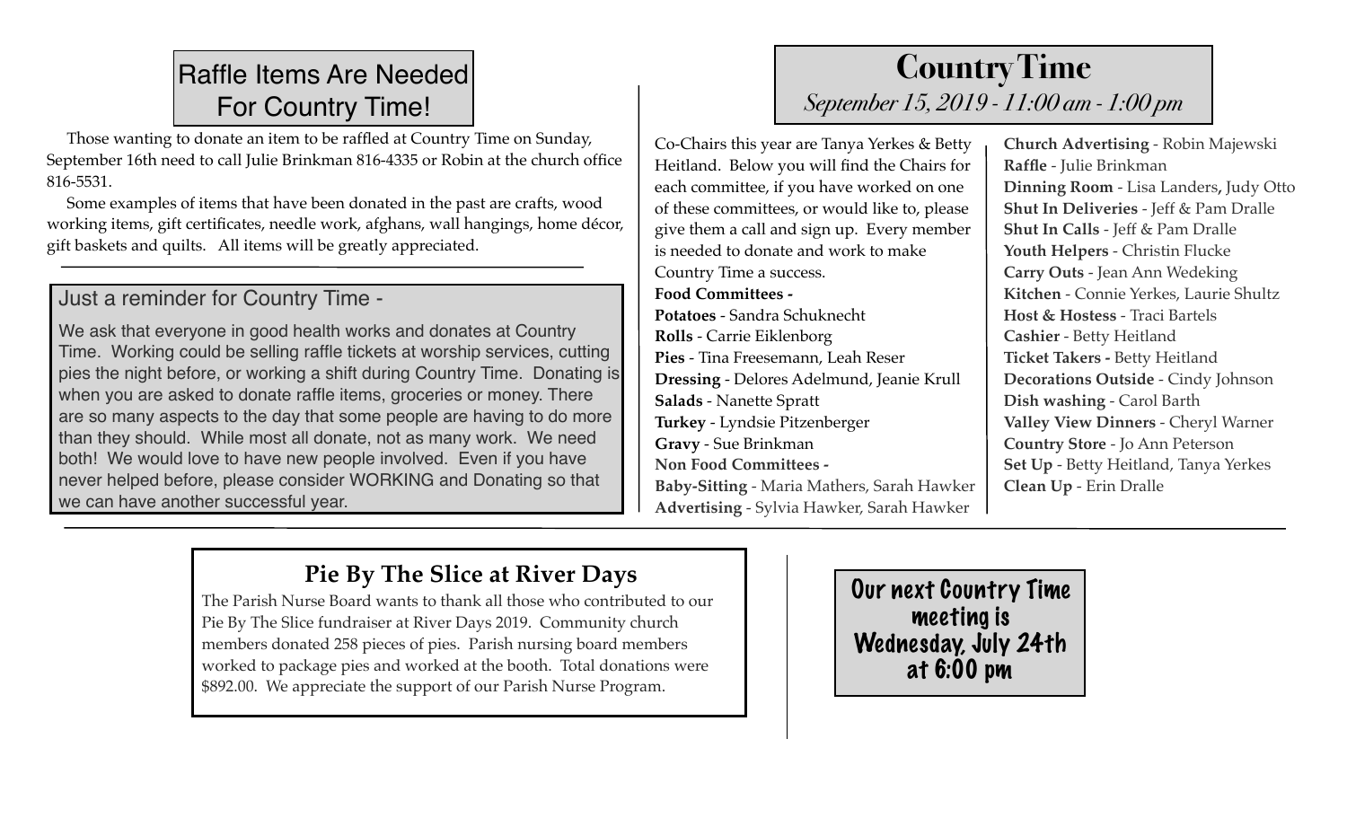## Raffle Items Are Needed For Country Time!

Those wanting to donate an item to be raffled at Country Time on Sunday, September 16th need to call Julie Brinkman 816-4335 or Robin at the church office 816-5531.

Some examples of items that have been donated in the past are crafts, wood working items, gift certificates, needle work, afghans, wall hangings, home décor, gift baskets and quilts. All items will be greatly appreciated.

### Just a reminder for Country Time -

We ask that everyone in good health works and donates at Country Time. Working could be selling raffle tickets at worship services, cutting pies the night before, or working a shift during Country Time. Donating is when you are asked to donate raffle items, groceries or money. There are so many aspects to the day that some people are having to do more than they should. While most all donate, not as many work. We need both! We would love to have new people involved. Even if you have never helped before, please consider WORKING and Donating so that we can have another successful year.

## Country Time

*September 15, 2019 - 11:00 am - 1:00 pm*

Co-Chairs this year are Tanya Yerkes & Betty Heitland. Below you will find the Chairs for each committee, if you have worked on one of these committees, or would like to, please give them a call and sign up. Every member is needed to donate and work to make Country Time a success.

**Food Committees -**

**Potatoes** - Sandra Schuknecht
**Rolls** - Carrie Eiklenborg
**Pies** - Tina Freesemann, Leah Reser
**Dressing** - Delores Adelmund, Jeanie Krull
**Salads** - Nanette Spratt
**Turkey** - Lyndsie Pitzenberger
**Gravy** - Sue Brinkman

**Non Food Committees -**

**Baby-Sitting** - Maria Mathers, Sarah Hawker
**Advertising** - Sylvia Hawker, Sarah Hawker
**Church Advertising** - Robin Majewski
**Raffle** - Julie Brinkman
**Dinning Room** - Lisa Landers, Judy Otto
**Shut In Deliveries** - Jeff & Pam Dralle
**Shut In Calls** - Jeff & Pam Dralle
**Youth Helpers** - Christin Flucke
**Carry Outs** - Jean Ann Wedeking
**Kitchen** - Connie Yerkes, Laurie Shultz
**Host & Hostess** - Traci Bartels
**Cashier** - Betty Heitland
**Ticket Takers -** Betty Heitland
**Decorations Outside** - Cindy Johnson
**Dish washing** - Carol Barth
**Valley View Dinners** - Cheryl Warner
**Country Store** - Jo Ann Peterson
**Set Up** - Betty Heitland, Tanya Yerkes
**Clean Up** - Erin Dralle

## Pie By The Slice at River Days

The Parish Nurse Board wants to thank all those who contributed to our Pie By The Slice fundraiser at River Days 2019. Community church members donated 258 pieces of pies. Parish nursing board members worked to package pies and worked at the booth. Total donations were $892.00. We appreciate the support of our Parish Nurse Program.

**Our next Country Time meeting is Wednesday, July 24th at 6:00 pm**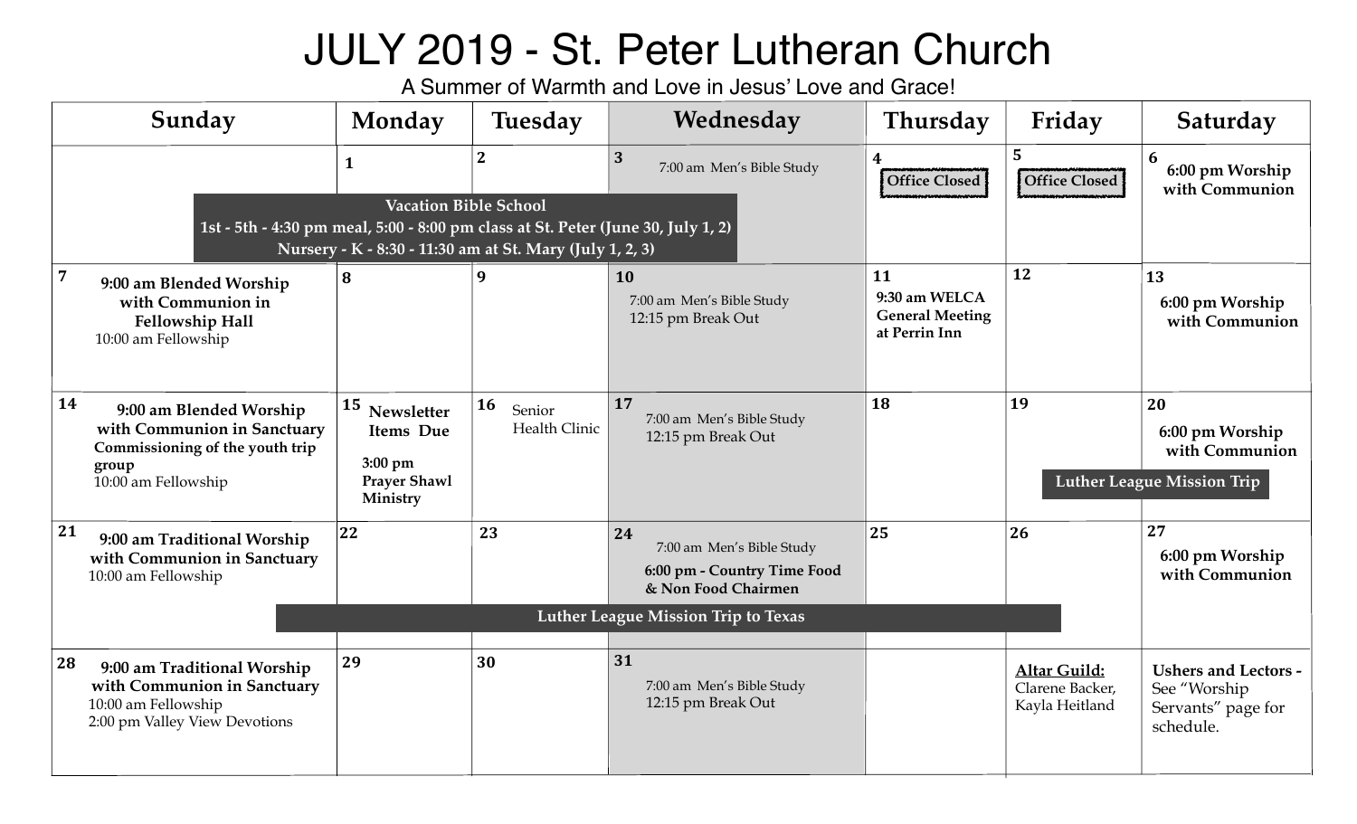# JULY 2019 - St. Peter Lutheran Church

A Summer of Warmth and Love in Jesus' Love and Grace!

| Sunday | Monday | Tuesday | Wednesday | Thursday | Friday | Saturday |
|---|---|---|---|---|---|---|
| | 1 | 2 | 3<br>7:00 am Men's Bible Study | 4<br>Office Closed | 5<br>Office Closed | 6<br>**6:00 pm Worship with Communion** |
| **Vacation Bible School**<br>**1st - 5th - 4:30 pm meal, 5:00 - 8:00 pm class at St. Peter (June 30, July 1, 2)**<br>**Nursery - K - 8:30 - 11:30 am at St. Mary (July 1, 2, 3)** | | | | | | |
| 7<br>**9:00 am Blended Worship with Communion in Fellowship Hall**<br>10:00 am Fellowship | 8 | 9 | 10<br>7:00 am Men's Bible Study<br>12:15 pm Break Out | 11<br>**9:30 am WELCA General Meeting at Perrin Inn** | 12 | 13<br>**6:00 pm Worship with Communion** |
| 14<br>**9:00 am Blended Worship with Communion in Sanctuary**<br>**Commissioning of the youth trip group**<br>10:00 am Fellowship | 15<br>**Newsletter Items Due**<br>**3:00 pm Prayer Shawl Ministry** | 16<br>Senior Health Clinic | 17<br>7:00 am Men's Bible Study<br>12:15 pm Break Out | 18 | 19<br>**Luther League Mission Trip** | 20<br>**6:00 pm Worship with Communion**<br>**Luther League Mission Trip** |
| 21<br>**9:00 am Traditional Worship with Communion in Sanctuary**<br>10:00 am Fellowship | 22 | 23 | 24<br>7:00 am Men's Bible Study<br>**6:00 pm - Country Time Food & Non Food Chairmen** | 25 | 26 | 27<br>**6:00 pm Worship with Communion** |
| **Luther League Mission Trip to Texas** | | | | | | |
| 28<br>**9:00 am Traditional Worship with Communion in Sanctuary**<br>10:00 am Fellowship<br>2:00 pm Valley View Devotions | 29 | 30 | 31<br>7:00 am Men's Bible Study<br>12:15 pm Break Out | | **Altar Guild:**<br>Clarene Backer, Kayla Heitland | **Ushers and Lectors -** See "Worship Servants" page for schedule. |